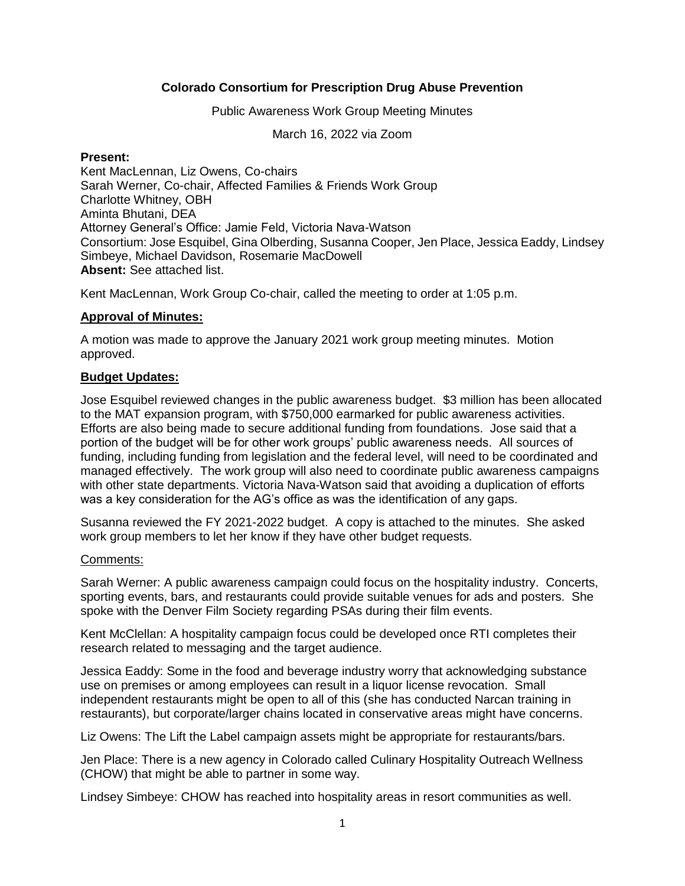**Colorado Consortium for Prescription Drug Abuse Prevention**

Public Awareness Work Group Meeting Minutes

March 16, 2022 via Zoom

**Present:**
Kent MacLennan, Liz Owens, Co-chairs
Sarah Werner, Co-chair, Affected Families & Friends Work Group
Charlotte Whitney, OBH
Aminta Bhutani, DEA
Attorney General's Office: Jamie Feld, Victoria Nava-Watson
Consortium: Jose Esquibel, Gina Olberding, Susanna Cooper, Jen Place, Jessica Eaddy, Lindsey Simbeye, Michael Davidson, Rosemarie MacDowell
**Absent:** See attached list.

Kent MacLennan, Work Group Co-chair, called the meeting to order at 1:05 p.m.

**Approval of Minutes:**

A motion was made to approve the January 2021 work group meeting minutes. Motion approved.

**Budget Updates:**

Jose Esquibel reviewed changes in the public awareness budget. $3 million has been allocated to the MAT expansion program, with $750,000 earmarked for public awareness activities. Efforts are also being made to secure additional funding from foundations. Jose said that a portion of the budget will be for other work groups' public awareness needs. All sources of funding, including funding from legislation and the federal level, will need to be coordinated and managed effectively. The work group will also need to coordinate public awareness campaigns with other state departments. Victoria Nava-Watson said that avoiding a duplication of efforts was a key consideration for the AG's office as was the identification of any gaps.

Susanna reviewed the FY 2021-2022 budget. A copy is attached to the minutes. She asked work group members to let her know if they have other budget requests.

Comments:

Sarah Werner: A public awareness campaign could focus on the hospitality industry. Concerts, sporting events, bars, and restaurants could provide suitable venues for ads and posters. She spoke with the Denver Film Society regarding PSAs during their film events.

Kent McClellan: A hospitality campaign focus could be developed once RTI completes their research related to messaging and the target audience.

Jessica Eaddy: Some in the food and beverage industry worry that acknowledging substance use on premises or among employees can result in a liquor license revocation. Small independent restaurants might be open to all of this (she has conducted Narcan training in restaurants), but corporate/larger chains located in conservative areas might have concerns.

Liz Owens: The Lift the Label campaign assets might be appropriate for restaurants/bars.

Jen Place: There is a new agency in Colorado called Culinary Hospitality Outreach Wellness (CHOW) that might be able to partner in some way.

Lindsey Simbeye: CHOW has reached into hospitality areas in resort communities as well.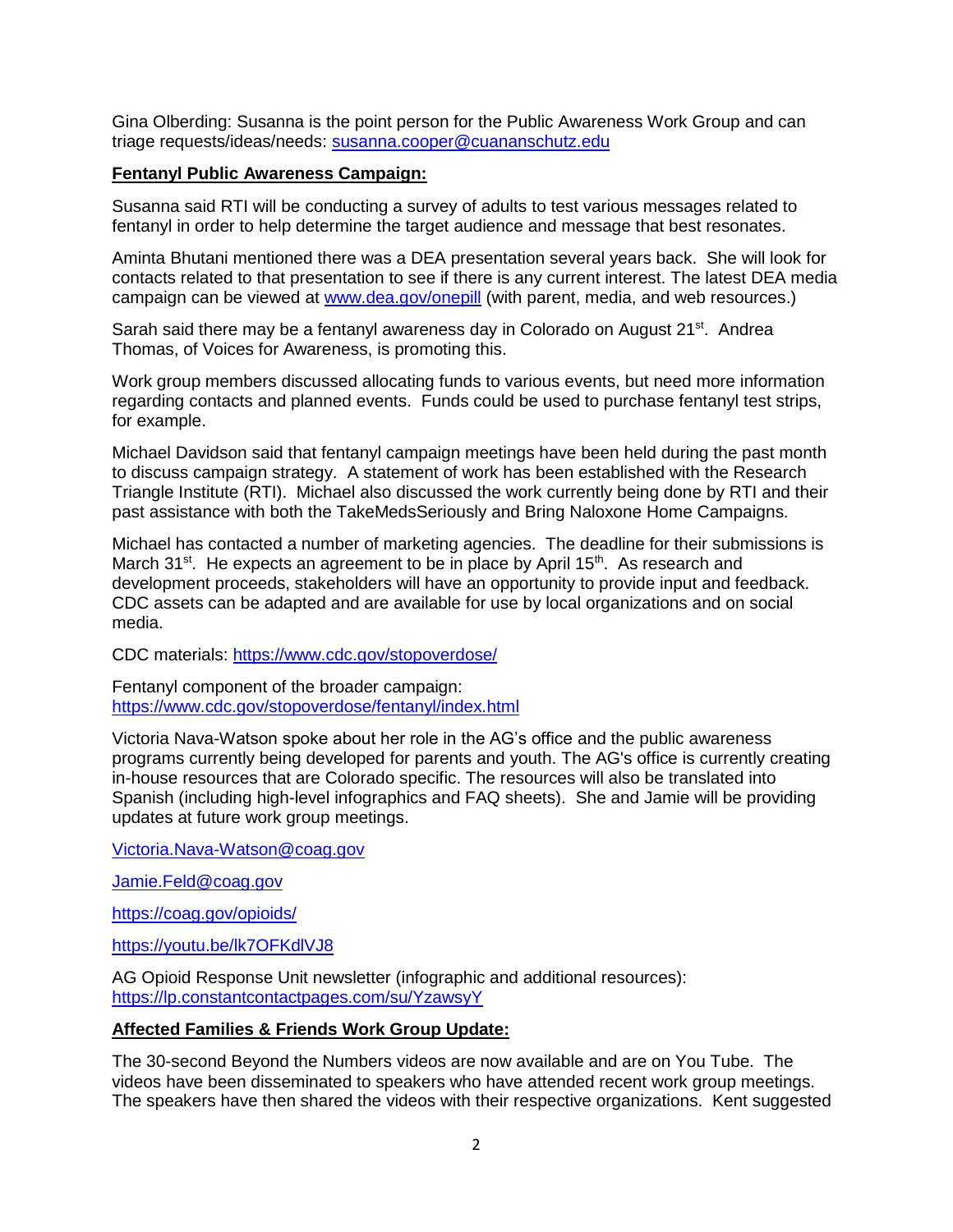Gina Olberding: Susanna is the point person for the Public Awareness Work Group and can triage requests/ideas/needs: susanna.cooper@cuananschutz.edu

**Fentanyl Public Awareness Campaign:**

Susanna said RTI will be conducting a survey of adults to test various messages related to fentanyl in order to help determine the target audience and message that best resonates.

Aminta Bhutani mentioned there was a DEA presentation several years back. She will look for contacts related to that presentation to see if there is any current interest. The latest DEA media campaign can be viewed at www.dea.gov/onepill (with parent, media, and web resources.)

Sarah said there may be a fentanyl awareness day in Colorado on August 21st. Andrea Thomas, of Voices for Awareness, is promoting this.

Work group members discussed allocating funds to various events, but need more information regarding contacts and planned events. Funds could be used to purchase fentanyl test strips, for example.

Michael Davidson said that fentanyl campaign meetings have been held during the past month to discuss campaign strategy. A statement of work has been established with the Research Triangle Institute (RTI). Michael also discussed the work currently being done by RTI and their past assistance with both the TakeMedsSeriously and Bring Naloxone Home Campaigns.

Michael has contacted a number of marketing agencies. The deadline for their submissions is March 31st. He expects an agreement to be in place by April 15th. As research and development proceeds, stakeholders will have an opportunity to provide input and feedback. CDC assets can be adapted and are available for use by local organizations and on social media.

CDC materials: https://www.cdc.gov/stopoverdose/

Fentanyl component of the broader campaign: https://www.cdc.gov/stopoverdose/fentanyl/index.html

Victoria Nava-Watson spoke about her role in the AG's office and the public awareness programs currently being developed for parents and youth. The AG's office is currently creating in-house resources that are Colorado specific. The resources will also be translated into Spanish (including high-level infographics and FAQ sheets). She and Jamie will be providing updates at future work group meetings.

Victoria.Nava-Watson@coag.gov

Jamie.Feld@coag.gov

https://coag.gov/opioids/

https://youtu.be/lk7OFKdlVJ8

AG Opioid Response Unit newsletter (infographic and additional resources): https://lp.constantcontactpages.com/su/YzawsyY

**Affected Families & Friends Work Group Update:**

The 30-second Beyond the Numbers videos are now available and are on You Tube. The videos have been disseminated to speakers who have attended recent work group meetings. The speakers have then shared the videos with their respective organizations. Kent suggested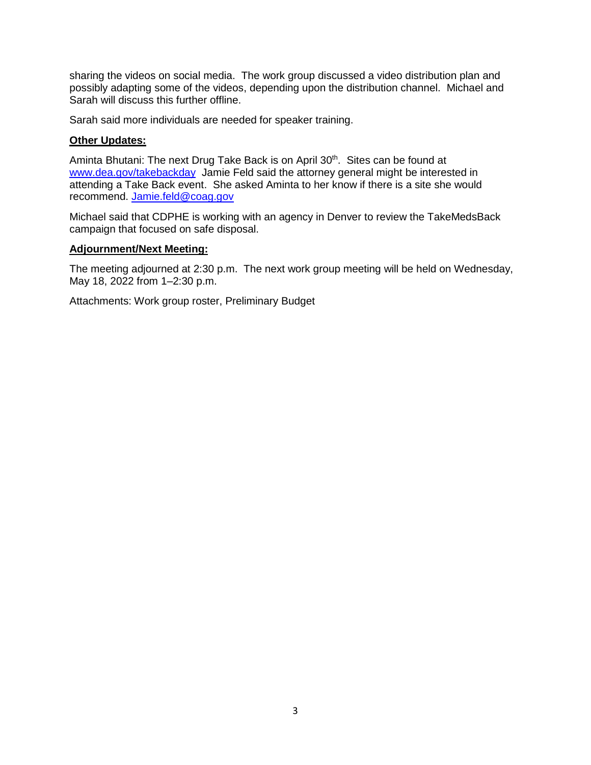sharing the videos on social media. The work group discussed a video distribution plan and possibly adapting some of the videos, depending upon the distribution channel. Michael and Sarah will discuss this further offline.

Sarah said more individuals are needed for speaker training.

**Other Updates:**

Aminta Bhutani: The next Drug Take Back is on April 30th. Sites can be found at www.dea.gov/takebackday Jamie Feld said the attorney general might be interested in attending a Take Back event. She asked Aminta to her know if there is a site she would recommend. Jamie.feld@coag.gov

Michael said that CDPHE is working with an agency in Denver to review the TakeMedsBack campaign that focused on safe disposal.

**Adjournment/Next Meeting:**

The meeting adjourned at 2:30 p.m. The next work group meeting will be held on Wednesday, May 18, 2022 from 1–2:30 p.m.

Attachments: Work group roster, Preliminary Budget